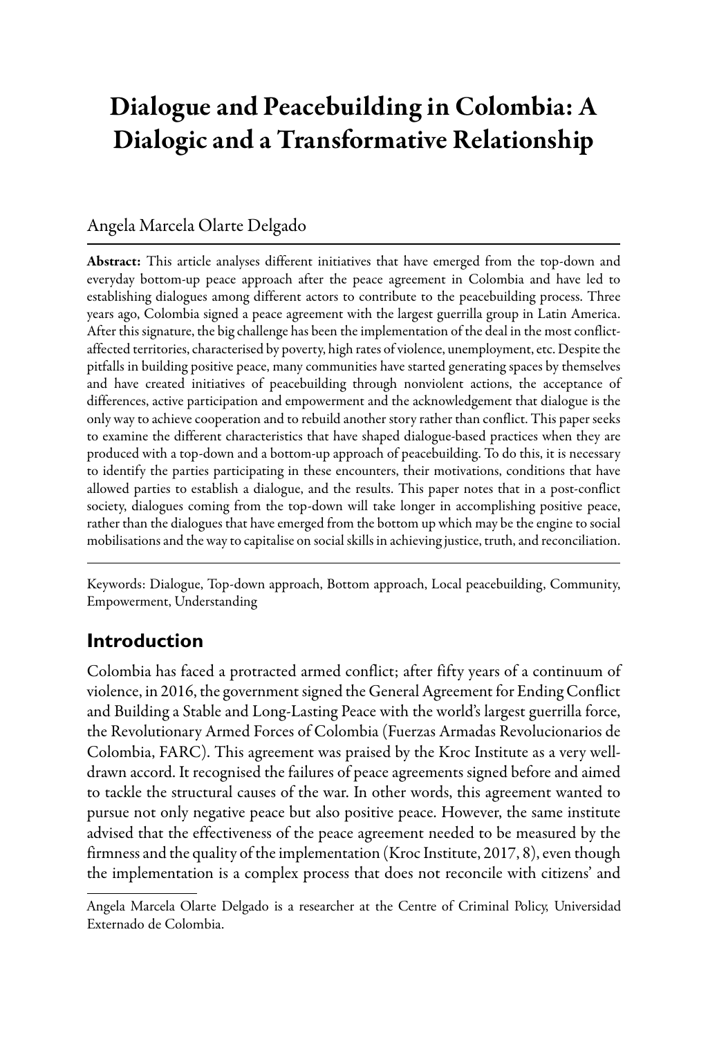# Dialogue and Peacebuilding in Colombia: A Dialogic and a Transformative Relationship

Angela Marcela Olarte Delgado

**Abstract:** This article analyses different initiatives that have emerged from the top-down and everyday bottom-up peace approach after the peace agreement in Colombia and have led to establishing dialogues among different actors to contribute to the peacebuilding process. Three years ago, Colombia signed a peace agreement with the largest guerrilla group in Latin America. After this signature, the big challenge has been the implementation of the deal in the most conflict-affected territories, characterised by poverty, high rates of violence, unemployment, etc. Despite the pitfalls in building positive peace, many communities have started generating spaces by themselves and have created initiatives of peacebuilding through nonviolent actions, the acceptance of differences, active participation and empowerment and the acknowledgement that dialogue is the only way to achieve cooperation and to rebuild another story rather than conflict. This paper seeks to examine the different characteristics that have shaped dialogue-based practices when they are produced with a top-down and a bottom-up approach of peacebuilding. To do this, it is necessary to identify the parties participating in these encounters, their motivations, conditions that have allowed parties to establish a dialogue, and the results. This paper notes that in a post-conflict society, dialogues coming from the top-down will take longer in accomplishing positive peace, rather than the dialogues that have emerged from the bottom up which may be the engine to social mobilisations and the way to capitalise on social skills in achieving justice, truth, and reconciliation.

Keywords: Dialogue, Top-down approach, Bottom approach, Local peacebuilding, Community, Empowerment, Understanding

## Introduction

Colombia has faced a protracted armed conflict; after fifty years of a continuum of violence, in 2016, the government signed the General Agreement for Ending Conflict and Building a Stable and Long-Lasting Peace with the world's largest guerrilla force, the Revolutionary Armed Forces of Colombia (Fuerzas Armadas Revolucionarios de Colombia, FARC). This agreement was praised by the Kroc Institute as a very well-drawn accord. It recognised the failures of peace agreements signed before and aimed to tackle the structural causes of the war. In other words, this agreement wanted to pursue not only negative peace but also positive peace. However, the same institute advised that the effectiveness of the peace agreement needed to be measured by the firmness and the quality of the implementation (Kroc Institute, 2017, 8), even though the implementation is a complex process that does not reconcile with citizens' and

---

Angela Marcela Olarte Delgado is a researcher at the Centre of Criminal Policy, Universidad Externado de Colombia.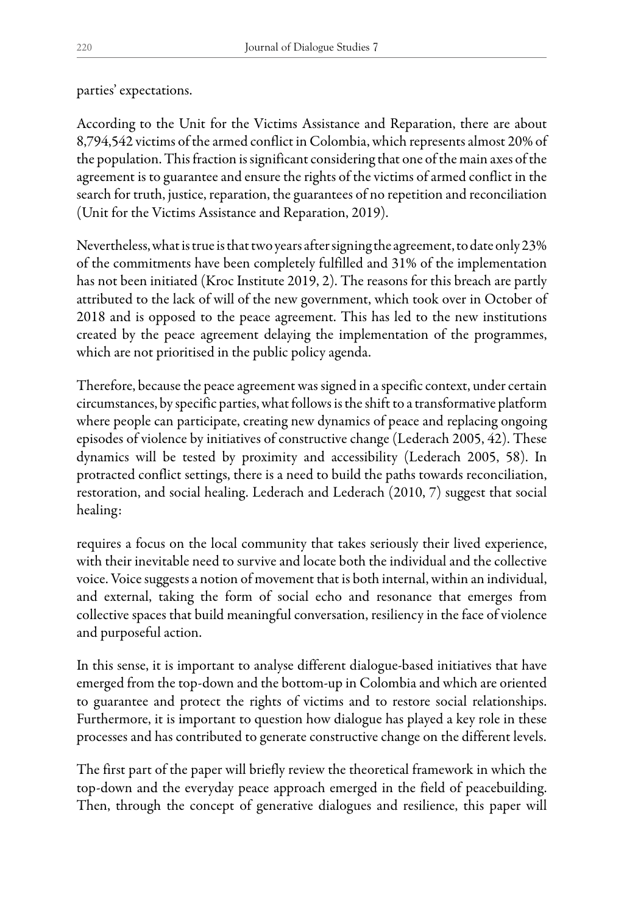parties' expectations.

According to the Unit for the Victims Assistance and Reparation, there are about 8,794,542 victims of the armed conflict in Colombia, which represents almost 20% of the population. This fraction is significant considering that one of the main axes of the agreement is to guarantee and ensure the rights of the victims of armed conflict in the search for truth, justice, reparation, the guarantees of no repetition and reconciliation (Unit for the Victims Assistance and Reparation, 2019).

Nevertheless, what is true is that two years after signing the agreement, to date only 23% of the commitments have been completely fulfilled and 31% of the implementation has not been initiated (Kroc Institute 2019, 2). The reasons for this breach are partly attributed to the lack of will of the new government, which took over in October of 2018 and is opposed to the peace agreement. This has led to the new institutions created by the peace agreement delaying the implementation of the programmes, which are not prioritised in the public policy agenda.

Therefore, because the peace agreement was signed in a specific context, under certain circumstances, by specific parties, what follows is the shift to a transformative platform where people can participate, creating new dynamics of peace and replacing ongoing episodes of violence by initiatives of constructive change (Lederach 2005, 42). These dynamics will be tested by proximity and accessibility (Lederach 2005, 58). In protracted conflict settings, there is a need to build the paths towards reconciliation, restoration, and social healing. Lederach and Lederach (2010, 7) suggest that social healing:

> requires a focus on the local community that takes seriously their lived experience, with their inevitable need to survive and locate both the individual and the collective voice. Voice suggests a notion of movement that is both internal, within an individual, and external, taking the form of social echo and resonance that emerges from collective spaces that build meaningful conversation, resiliency in the face of violence and purposeful action.

In this sense, it is important to analyse different dialogue-based initiatives that have emerged from the top-down and the bottom-up in Colombia and which are oriented to guarantee and protect the rights of victims and to restore social relationships. Furthermore, it is important to question how dialogue has played a key role in these processes and has contributed to generate constructive change on the different levels.

The first part of the paper will briefly review the theoretical framework in which the top-down and the everyday peace approach emerged in the field of peacebuilding. Then, through the concept of generative dialogues and resilience, this paper will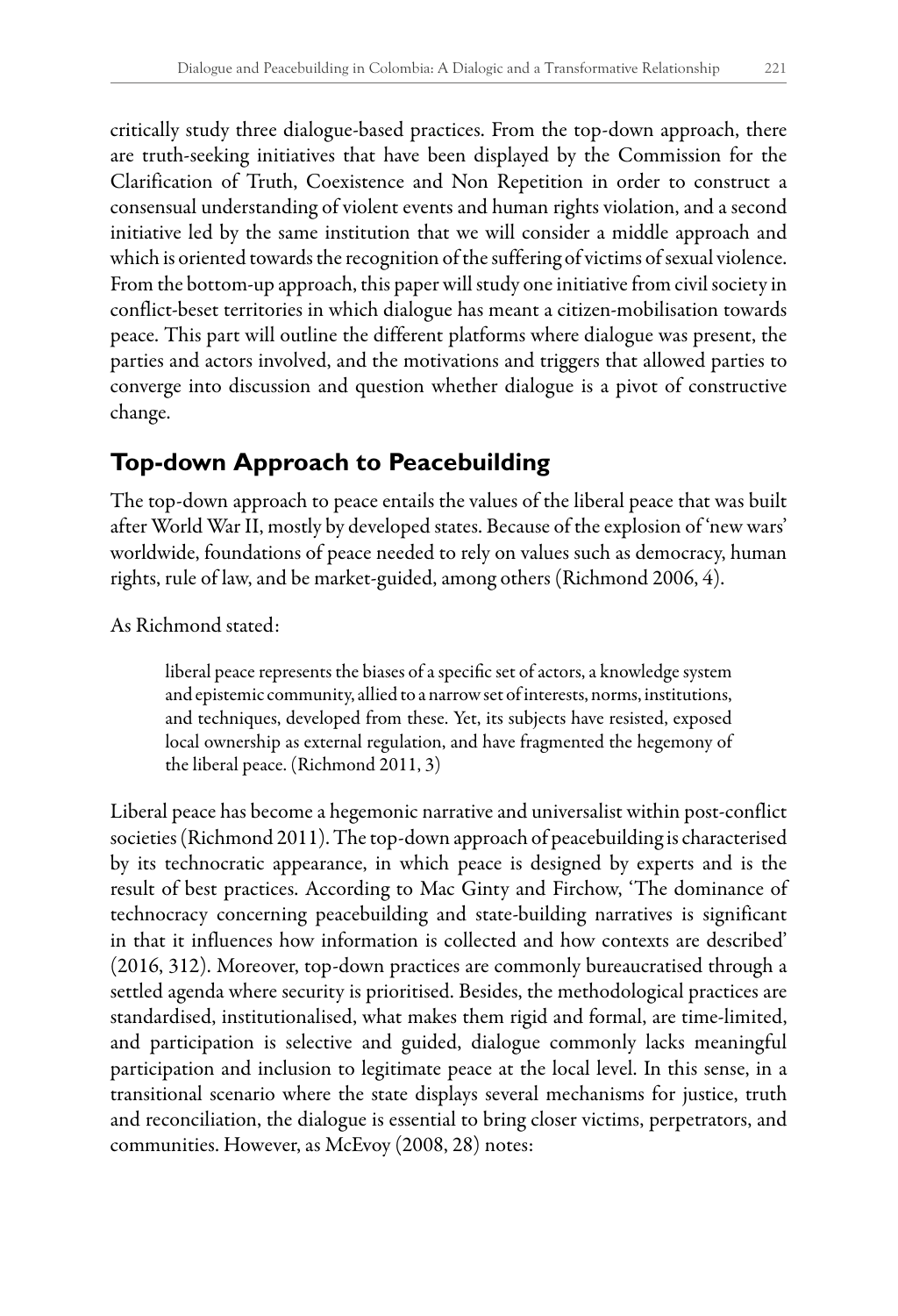critically study three dialogue-based practices. From the top-down approach, there are truth-seeking initiatives that have been displayed by the Commission for the Clarification of Truth, Coexistence and Non Repetition in order to construct a consensual understanding of violent events and human rights violation, and a second initiative led by the same institution that we will consider a middle approach and which is oriented towards the recognition of the suffering of victims of sexual violence. From the bottom-up approach, this paper will study one initiative from civil society in conflict-beset territories in which dialogue has meant a citizen-mobilisation towards peace. This part will outline the different platforms where dialogue was present, the parties and actors involved, and the motivations and triggers that allowed parties to converge into discussion and question whether dialogue is a pivot of constructive change.

## Top-down Approach to Peacebuilding

The top-down approach to peace entails the values of the liberal peace that was built after World War II, mostly by developed states. Because of the explosion of 'new wars' worldwide, foundations of peace needed to rely on values such as democracy, human rights, rule of law, and be market-guided, among others (Richmond 2006, 4).

As Richmond stated:

> liberal peace represents the biases of a specific set of actors, a knowledge system and epistemic community, allied to a narrow set of interests, norms, institutions, and techniques, developed from these. Yet, its subjects have resisted, exposed local ownership as external regulation, and have fragmented the hegemony of the liberal peace. (Richmond 2011, 3)

Liberal peace has become a hegemonic narrative and universalist within post-conflict societies (Richmond 2011). The top-down approach of peacebuilding is characterised by its technocratic appearance, in which peace is designed by experts and is the result of best practices. According to Mac Ginty and Firchow, 'The dominance of technocracy concerning peacebuilding and state-building narratives is significant in that it influences how information is collected and how contexts are described' (2016, 312). Moreover, top-down practices are commonly bureaucratised through a settled agenda where security is prioritised. Besides, the methodological practices are standardised, institutionalised, what makes them rigid and formal, are time-limited, and participation is selective and guided, dialogue commonly lacks meaningful participation and inclusion to legitimate peace at the local level. In this sense, in a transitional scenario where the state displays several mechanisms for justice, truth and reconciliation, the dialogue is essential to bring closer victims, perpetrators, and communities. However, as McEvoy (2008, 28) notes: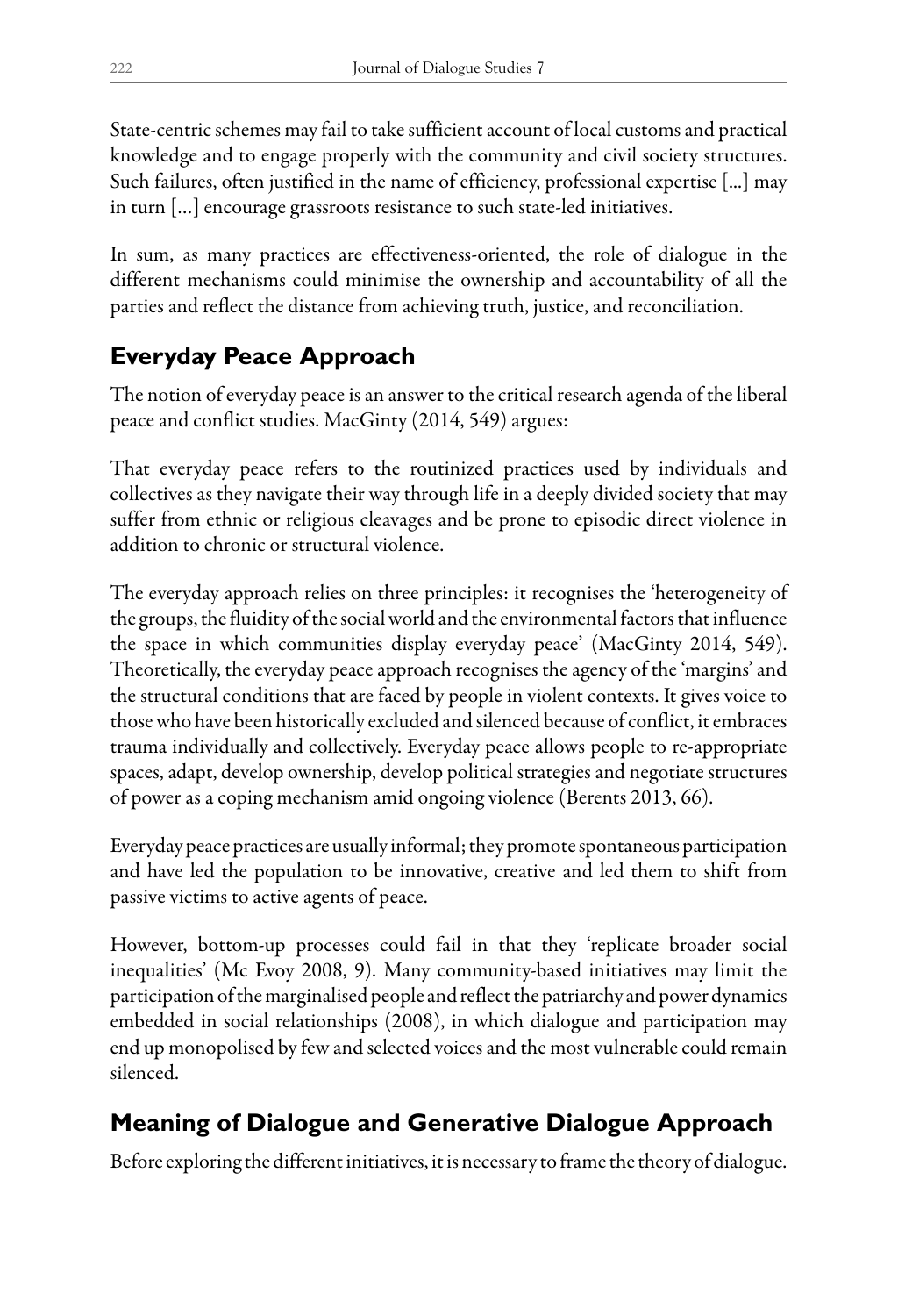State-centric schemes may fail to take sufficient account of local customs and practical knowledge and to engage properly with the community and civil society structures. Such failures, often justified in the name of efficiency, professional expertise [...] may in turn [...] encourage grassroots resistance to such state-led initiatives.

In sum, as many practices are effectiveness-oriented, the role of dialogue in the different mechanisms could minimise the ownership and accountability of all the parties and reflect the distance from achieving truth, justice, and reconciliation.

## Everyday Peace Approach

The notion of everyday peace is an answer to the critical research agenda of the liberal peace and conflict studies. MacGinty (2014, 549) argues:

That everyday peace refers to the routinized practices used by individuals and collectives as they navigate their way through life in a deeply divided society that may suffer from ethnic or religious cleavages and be prone to episodic direct violence in addition to chronic or structural violence.

The everyday approach relies on three principles: it recognises the 'heterogeneity of the groups, the fluidity of the social world and the environmental factors that influence the space in which communities display everyday peace' (MacGinty 2014, 549). Theoretically, the everyday peace approach recognises the agency of the 'margins' and the structural conditions that are faced by people in violent contexts. It gives voice to those who have been historically excluded and silenced because of conflict, it embraces trauma individually and collectively. Everyday peace allows people to re-appropriate spaces, adapt, develop ownership, develop political strategies and negotiate structures of power as a coping mechanism amid ongoing violence (Berents 2013, 66).

Everyday peace practices are usually informal; they promote spontaneous participation and have led the population to be innovative, creative and led them to shift from passive victims to active agents of peace.

However, bottom-up processes could fail in that they 'replicate broader social inequalities' (Mc Evoy 2008, 9). Many community-based initiatives may limit the participation of the marginalised people and reflect the patriarchy and power dynamics embedded in social relationships (2008), in which dialogue and participation may end up monopolised by few and selected voices and the most vulnerable could remain silenced.

## Meaning of Dialogue and Generative Dialogue Approach

Before exploring the different initiatives, it is necessary to frame the theory of dialogue.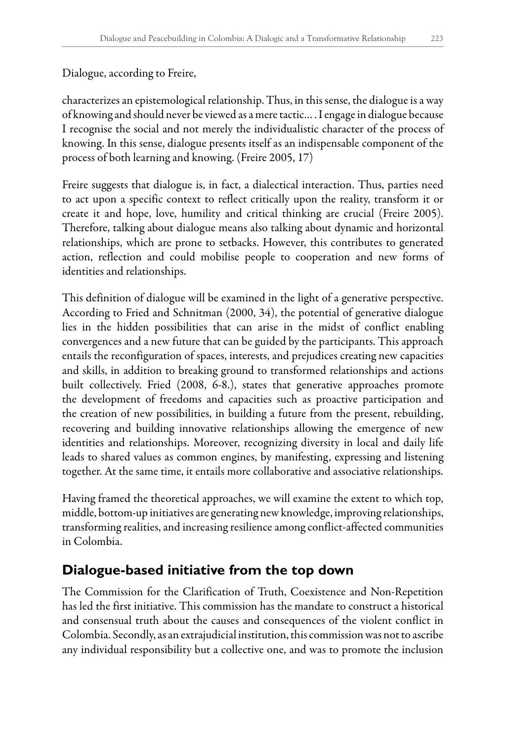Dialogue, according to Freire,

> characterizes an epistemological relationship. Thus, in this sense, the dialogue is a way of knowing and should never be viewed as a mere tactic… . I engage in dialogue because I recognise the social and not merely the individualistic character of the process of knowing. In this sense, dialogue presents itself as an indispensable component of the process of both learning and knowing. (Freire 2005, 17)

Freire suggests that dialogue is, in fact, a dialectical interaction. Thus, parties need to act upon a specific context to reflect critically upon the reality, transform it or create it and hope, love, humility and critical thinking are crucial (Freire 2005). Therefore, talking about dialogue means also talking about dynamic and horizontal relationships, which are prone to setbacks. However, this contributes to generated action, reflection and could mobilise people to cooperation and new forms of identities and relationships.

This definition of dialogue will be examined in the light of a generative perspective. According to Fried and Schnitman (2000, 34), the potential of generative dialogue lies in the hidden possibilities that can arise in the midst of conflict enabling convergences and a new future that can be guided by the participants. This approach entails the reconfiguration of spaces, interests, and prejudices creating new capacities and skills, in addition to breaking ground to transformed relationships and actions built collectively. Fried (2008, 6-8.), states that generative approaches promote the development of freedoms and capacities such as proactive participation and the creation of new possibilities, in building a future from the present, rebuilding, recovering and building innovative relationships allowing the emergence of new identities and relationships. Moreover, recognizing diversity in local and daily life leads to shared values as common engines, by manifesting, expressing and listening together. At the same time, it entails more collaborative and associative relationships.

Having framed the theoretical approaches, we will examine the extent to which top, middle, bottom-up initiatives are generating new knowledge, improving relationships, transforming realities, and increasing resilience among conflict-affected communities in Colombia.

## Dialogue-based initiative from the top down

The Commission for the Clarification of Truth, Coexistence and Non-Repetition has led the first initiative. This commission has the mandate to construct a historical and consensual truth about the causes and consequences of the violent conflict in Colombia. Secondly, as an extrajudicial institution, this commission was not to ascribe any individual responsibility but a collective one, and was to promote the inclusion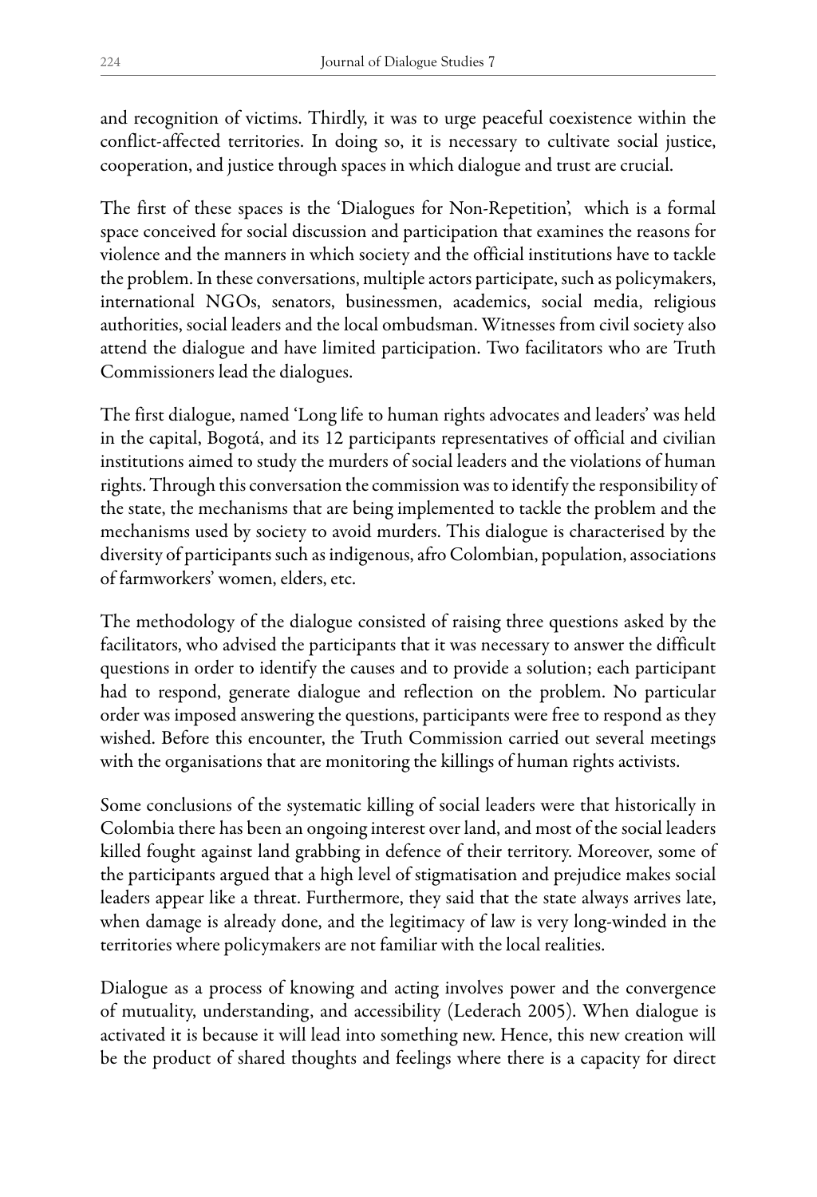and recognition of victims. Thirdly, it was to urge peaceful coexistence within the conflict-affected territories. In doing so, it is necessary to cultivate social justice, cooperation, and justice through spaces in which dialogue and trust are crucial.

The first of these spaces is the 'Dialogues for Non-Repetition', which is a formal space conceived for social discussion and participation that examines the reasons for violence and the manners in which society and the official institutions have to tackle the problem. In these conversations, multiple actors participate, such as policymakers, international NGOs, senators, businessmen, academics, social media, religious authorities, social leaders and the local ombudsman. Witnesses from civil society also attend the dialogue and have limited participation. Two facilitators who are Truth Commissioners lead the dialogues.

The first dialogue, named 'Long life to human rights advocates and leaders' was held in the capital, Bogotá, and its 12 participants representatives of official and civilian institutions aimed to study the murders of social leaders and the violations of human rights. Through this conversation the commission was to identify the responsibility of the state, the mechanisms that are being implemented to tackle the problem and the mechanisms used by society to avoid murders. This dialogue is characterised by the diversity of participants such as indigenous, afro Colombian, population, associations of farmworkers' women, elders, etc.

The methodology of the dialogue consisted of raising three questions asked by the facilitators, who advised the participants that it was necessary to answer the difficult questions in order to identify the causes and to provide a solution; each participant had to respond, generate dialogue and reflection on the problem. No particular order was imposed answering the questions, participants were free to respond as they wished. Before this encounter, the Truth Commission carried out several meetings with the organisations that are monitoring the killings of human rights activists.

Some conclusions of the systematic killing of social leaders were that historically in Colombia there has been an ongoing interest over land, and most of the social leaders killed fought against land grabbing in defence of their territory. Moreover, some of the participants argued that a high level of stigmatisation and prejudice makes social leaders appear like a threat. Furthermore, they said that the state always arrives late, when damage is already done, and the legitimacy of law is very long-winded in the territories where policymakers are not familiar with the local realities.

Dialogue as a process of knowing and acting involves power and the convergence of mutuality, understanding, and accessibility (Lederach 2005). When dialogue is activated it is because it will lead into something new. Hence, this new creation will be the product of shared thoughts and feelings where there is a capacity for direct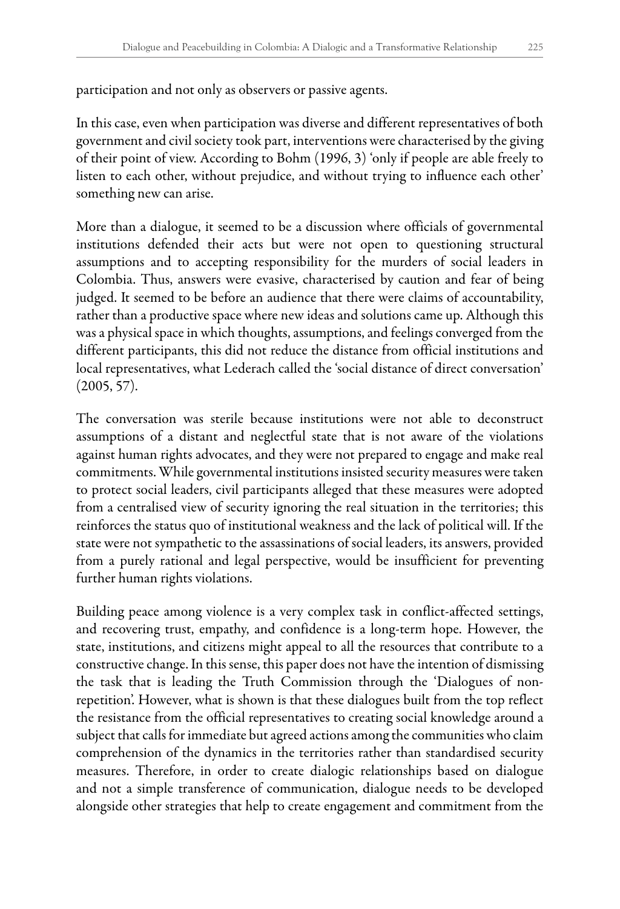participation and not only as observers or passive agents.

In this case, even when participation was diverse and different representatives of both government and civil society took part, interventions were characterised by the giving of their point of view. According to Bohm (1996, 3) 'only if people are able freely to listen to each other, without prejudice, and without trying to influence each other' something new can arise.

More than a dialogue, it seemed to be a discussion where officials of governmental institutions defended their acts but were not open to questioning structural assumptions and to accepting responsibility for the murders of social leaders in Colombia. Thus, answers were evasive, characterised by caution and fear of being judged. It seemed to be before an audience that there were claims of accountability, rather than a productive space where new ideas and solutions came up. Although this was a physical space in which thoughts, assumptions, and feelings converged from the different participants, this did not reduce the distance from official institutions and local representatives, what Lederach called the 'social distance of direct conversation' (2005, 57).

The conversation was sterile because institutions were not able to deconstruct assumptions of a distant and neglectful state that is not aware of the violations against human rights advocates, and they were not prepared to engage and make real commitments. While governmental institutions insisted security measures were taken to protect social leaders, civil participants alleged that these measures were adopted from a centralised view of security ignoring the real situation in the territories; this reinforces the status quo of institutional weakness and the lack of political will. If the state were not sympathetic to the assassinations of social leaders, its answers, provided from a purely rational and legal perspective, would be insufficient for preventing further human rights violations.

Building peace among violence is a very complex task in conflict-affected settings, and recovering trust, empathy, and confidence is a long-term hope. However, the state, institutions, and citizens might appeal to all the resources that contribute to a constructive change. In this sense, this paper does not have the intention of dismissing the task that is leading the Truth Commission through the 'Dialogues of non-repetition'. However, what is shown is that these dialogues built from the top reflect the resistance from the official representatives to creating social knowledge around a subject that calls for immediate but agreed actions among the communities who claim comprehension of the dynamics in the territories rather than standardised security measures. Therefore, in order to create dialogic relationships based on dialogue and not a simple transference of communication, dialogue needs to be developed alongside other strategies that help to create engagement and commitment from the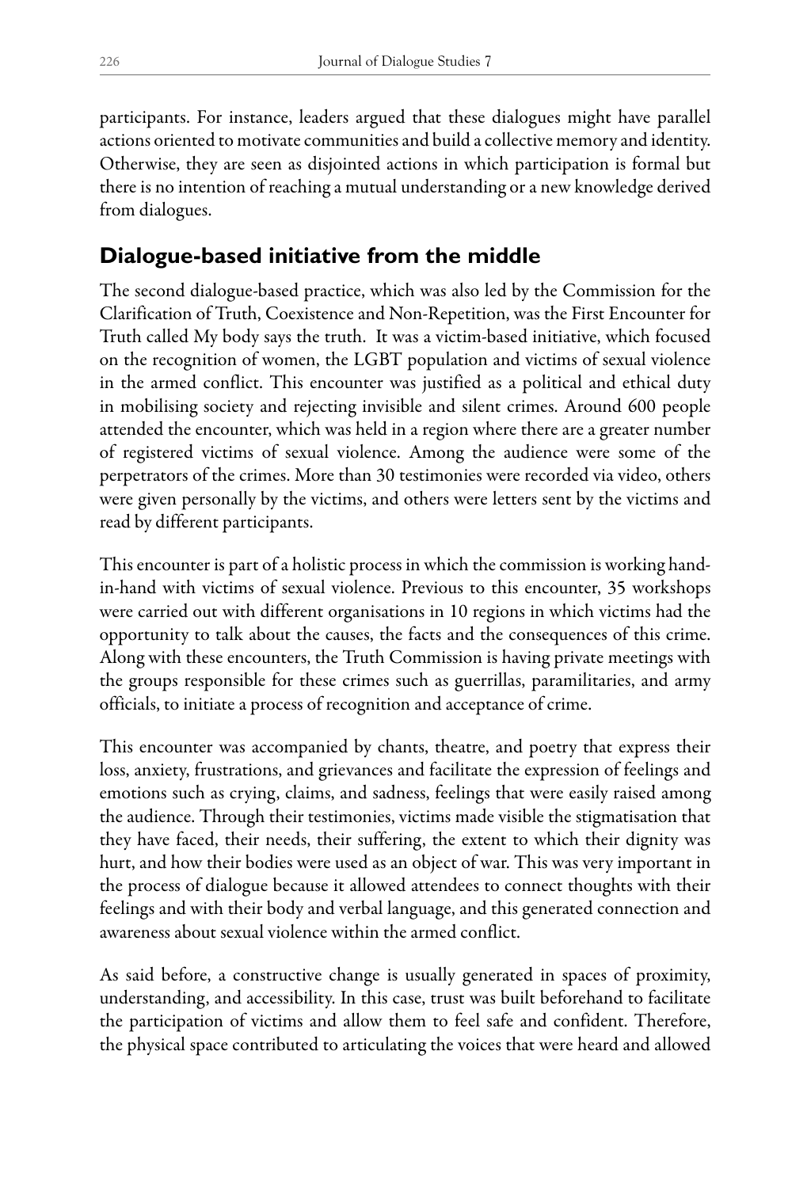participants. For instance, leaders argued that these dialogues might have parallel actions oriented to motivate communities and build a collective memory and identity. Otherwise, they are seen as disjointed actions in which participation is formal but there is no intention of reaching a mutual understanding or a new knowledge derived from dialogues.

## Dialogue-based initiative from the middle

The second dialogue-based practice, which was also led by the Commission for the Clarification of Truth, Coexistence and Non-Repetition, was the First Encounter for Truth called My body says the truth. It was a victim-based initiative, which focused on the recognition of women, the LGBT population and victims of sexual violence in the armed conflict. This encounter was justified as a political and ethical duty in mobilising society and rejecting invisible and silent crimes. Around 600 people attended the encounter, which was held in a region where there are a greater number of registered victims of sexual violence. Among the audience were some of the perpetrators of the crimes. More than 30 testimonies were recorded via video, others were given personally by the victims, and others were letters sent by the victims and read by different participants.

This encounter is part of a holistic process in which the commission is working hand-in-hand with victims of sexual violence. Previous to this encounter, 35 workshops were carried out with different organisations in 10 regions in which victims had the opportunity to talk about the causes, the facts and the consequences of this crime. Along with these encounters, the Truth Commission is having private meetings with the groups responsible for these crimes such as guerrillas, paramilitaries, and army officials, to initiate a process of recognition and acceptance of crime.

This encounter was accompanied by chants, theatre, and poetry that express their loss, anxiety, frustrations, and grievances and facilitate the expression of feelings and emotions such as crying, claims, and sadness, feelings that were easily raised among the audience. Through their testimonies, victims made visible the stigmatisation that they have faced, their needs, their suffering, the extent to which their dignity was hurt, and how their bodies were used as an object of war. This was very important in the process of dialogue because it allowed attendees to connect thoughts with their feelings and with their body and verbal language, and this generated connection and awareness about sexual violence within the armed conflict.

As said before, a constructive change is usually generated in spaces of proximity, understanding, and accessibility. In this case, trust was built beforehand to facilitate the participation of victims and allow them to feel safe and confident. Therefore, the physical space contributed to articulating the voices that were heard and allowed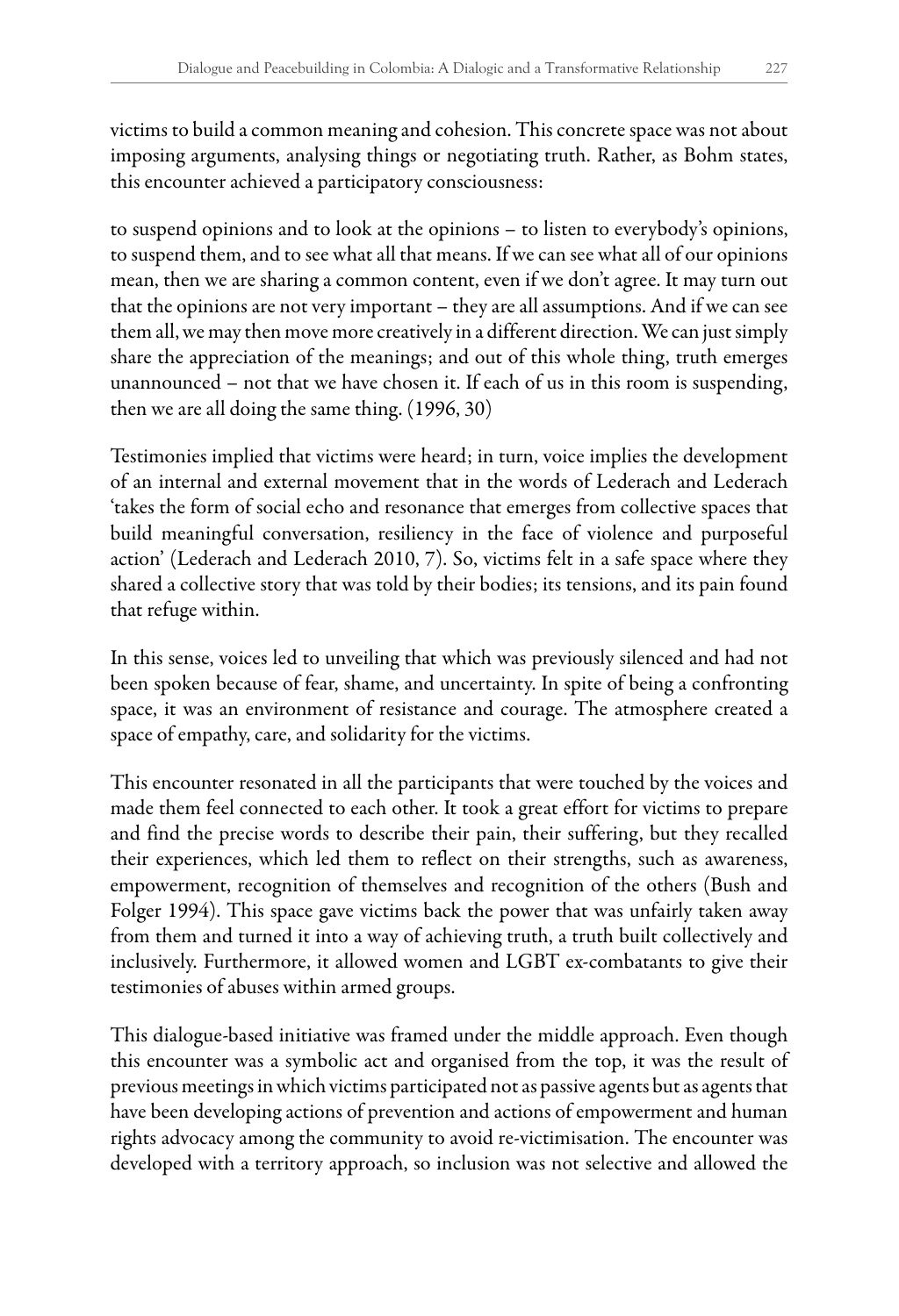victims to build a common meaning and cohesion. This concrete space was not about imposing arguments, analysing things or negotiating truth. Rather, as Bohm states, this encounter achieved a participatory consciousness:

> to suspend opinions and to look at the opinions – to listen to everybody's opinions, to suspend them, and to see what all that means. If we can see what all of our opinions mean, then we are sharing a common content, even if we don't agree. It may turn out that the opinions are not very important – they are all assumptions. And if we can see them all, we may then move more creatively in a different direction. We can just simply share the appreciation of the meanings; and out of this whole thing, truth emerges unannounced – not that we have chosen it. If each of us in this room is suspending, then we are all doing the same thing. (1996, 30)

Testimonies implied that victims were heard; in turn, voice implies the development of an internal and external movement that in the words of Lederach and Lederach 'takes the form of social echo and resonance that emerges from collective spaces that build meaningful conversation, resiliency in the face of violence and purposeful action' (Lederach and Lederach 2010, 7). So, victims felt in a safe space where they shared a collective story that was told by their bodies; its tensions, and its pain found that refuge within.

In this sense, voices led to unveiling that which was previously silenced and had not been spoken because of fear, shame, and uncertainty. In spite of being a confronting space, it was an environment of resistance and courage. The atmosphere created a space of empathy, care, and solidarity for the victims.

This encounter resonated in all the participants that were touched by the voices and made them feel connected to each other. It took a great effort for victims to prepare and find the precise words to describe their pain, their suffering, but they recalled their experiences, which led them to reflect on their strengths, such as awareness, empowerment, recognition of themselves and recognition of the others (Bush and Folger 1994). This space gave victims back the power that was unfairly taken away from them and turned it into a way of achieving truth, a truth built collectively and inclusively. Furthermore, it allowed women and LGBT ex-combatants to give their testimonies of abuses within armed groups.

This dialogue-based initiative was framed under the middle approach. Even though this encounter was a symbolic act and organised from the top, it was the result of previous meetings in which victims participated not as passive agents but as agents that have been developing actions of prevention and actions of empowerment and human rights advocacy among the community to avoid re-victimisation. The encounter was developed with a territory approach, so inclusion was not selective and allowed the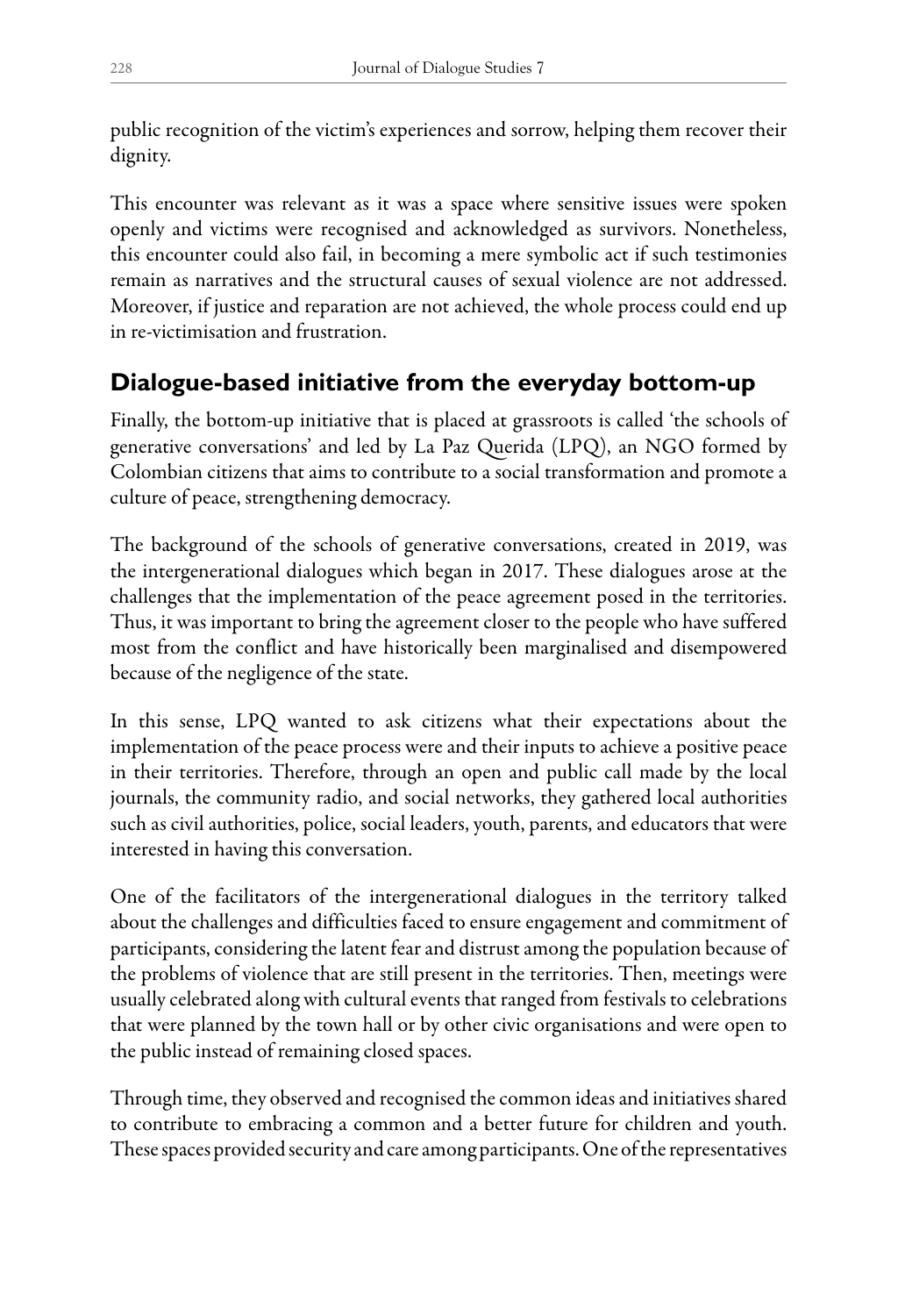public recognition of the victim's experiences and sorrow, helping them recover their dignity.

This encounter was relevant as it was a space where sensitive issues were spoken openly and victims were recognised and acknowledged as survivors. Nonetheless, this encounter could also fail, in becoming a mere symbolic act if such testimonies remain as narratives and the structural causes of sexual violence are not addressed. Moreover, if justice and reparation are not achieved, the whole process could end up in re-victimisation and frustration.

## Dialogue-based initiative from the everyday bottom-up

Finally, the bottom-up initiative that is placed at grassroots is called 'the schools of generative conversations' and led by La Paz Querida (LPQ), an NGO formed by Colombian citizens that aims to contribute to a social transformation and promote a culture of peace, strengthening democracy.

The background of the schools of generative conversations, created in 2019, was the intergenerational dialogues which began in 2017. These dialogues arose at the challenges that the implementation of the peace agreement posed in the territories. Thus, it was important to bring the agreement closer to the people who have suffered most from the conflict and have historically been marginalised and disempowered because of the negligence of the state.

In this sense, LPQ wanted to ask citizens what their expectations about the implementation of the peace process were and their inputs to achieve a positive peace in their territories. Therefore, through an open and public call made by the local journals, the community radio, and social networks, they gathered local authorities such as civil authorities, police, social leaders, youth, parents, and educators that were interested in having this conversation.

One of the facilitators of the intergenerational dialogues in the territory talked about the challenges and difficulties faced to ensure engagement and commitment of participants, considering the latent fear and distrust among the population because of the problems of violence that are still present in the territories. Then, meetings were usually celebrated along with cultural events that ranged from festivals to celebrations that were planned by the town hall or by other civic organisations and were open to the public instead of remaining closed spaces.

Through time, they observed and recognised the common ideas and initiatives shared to contribute to embracing a common and a better future for children and youth. These spaces provided security and care among participants. One of the representatives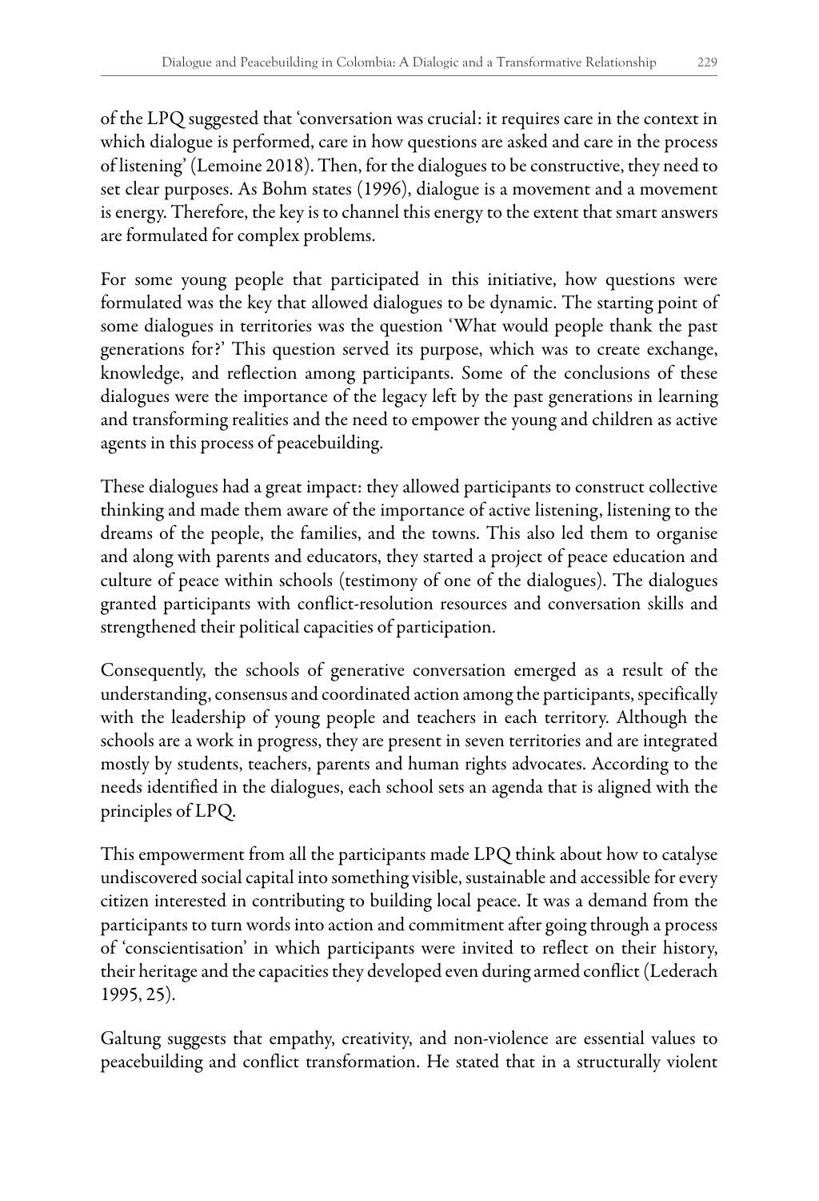of the LPQ suggested that 'conversation was crucial: it requires care in the context in which dialogue is performed, care in how questions are asked and care in the process of listening' (Lemoine 2018). Then, for the dialogues to be constructive, they need to set clear purposes. As Bohm states (1996), dialogue is a movement and a movement is energy. Therefore, the key is to channel this energy to the extent that smart answers are formulated for complex problems.

For some young people that participated in this initiative, how questions were formulated was the key that allowed dialogues to be dynamic. The starting point of some dialogues in territories was the question 'What would people thank the past generations for?' This question served its purpose, which was to create exchange, knowledge, and reflection among participants. Some of the conclusions of these dialogues were the importance of the legacy left by the past generations in learning and transforming realities and the need to empower the young and children as active agents in this process of peacebuilding.

These dialogues had a great impact: they allowed participants to construct collective thinking and made them aware of the importance of active listening, listening to the dreams of the people, the families, and the towns. This also led them to organise and along with parents and educators, they started a project of peace education and culture of peace within schools (testimony of one of the dialogues). The dialogues granted participants with conflict-resolution resources and conversation skills and strengthened their political capacities of participation.

Consequently, the schools of generative conversation emerged as a result of the understanding, consensus and coordinated action among the participants, specifically with the leadership of young people and teachers in each territory. Although the schools are a work in progress, they are present in seven territories and are integrated mostly by students, teachers, parents and human rights advocates. According to the needs identified in the dialogues, each school sets an agenda that is aligned with the principles of LPQ.

This empowerment from all the participants made LPQ think about how to catalyse undiscovered social capital into something visible, sustainable and accessible for every citizen interested in contributing to building local peace. It was a demand from the participants to turn words into action and commitment after going through a process of 'conscientisation' in which participants were invited to reflect on their history, their heritage and the capacities they developed even during armed conflict (Lederach 1995, 25).

Galtung suggests that empathy, creativity, and non-violence are essential values to peacebuilding and conflict transformation. He stated that in a structurally violent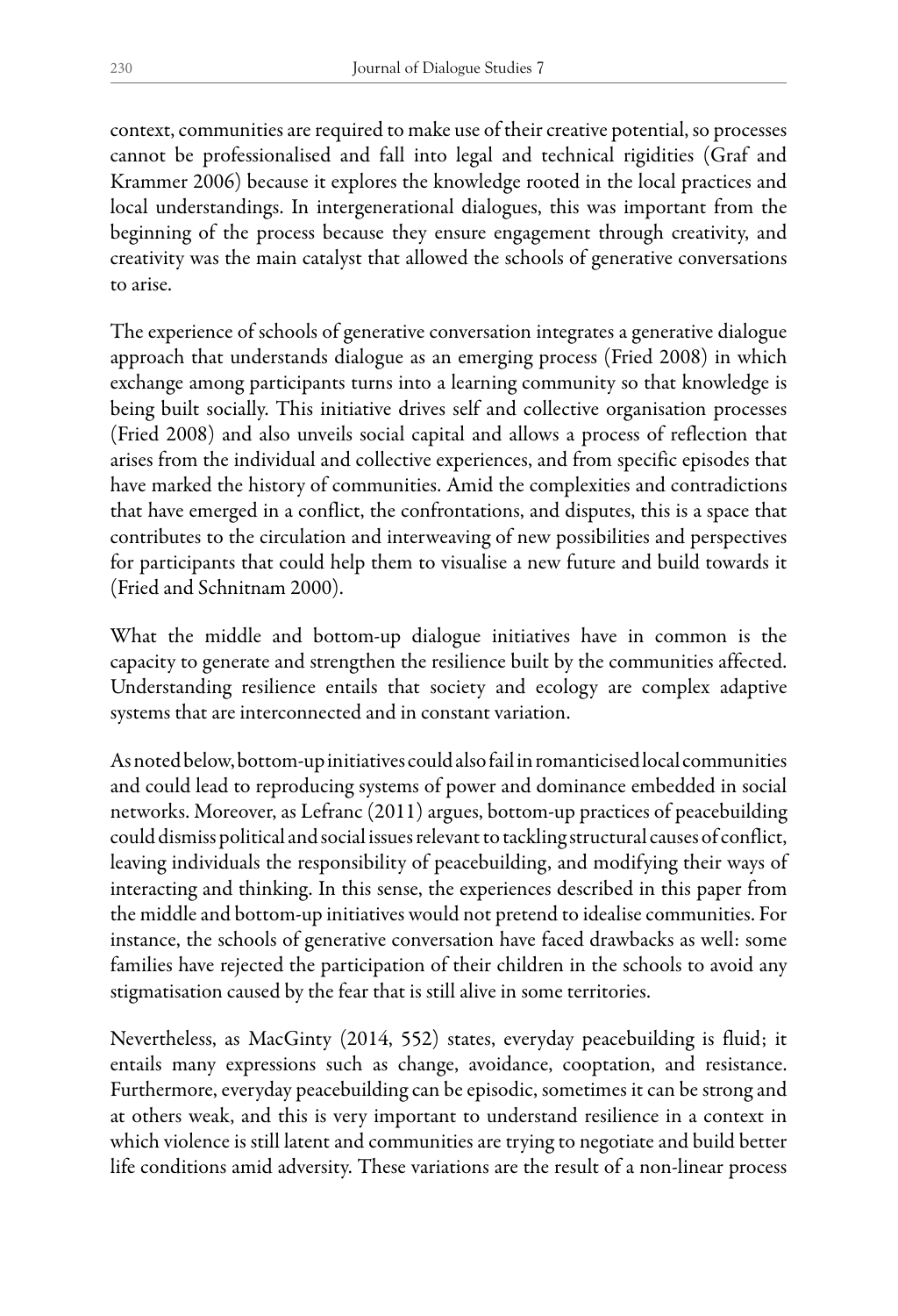context, communities are required to make use of their creative potential, so processes cannot be professionalised and fall into legal and technical rigidities (Graf and Krammer 2006) because it explores the knowledge rooted in the local practices and local understandings. In intergenerational dialogues, this was important from the beginning of the process because they ensure engagement through creativity, and creativity was the main catalyst that allowed the schools of generative conversations to arise.

The experience of schools of generative conversation integrates a generative dialogue approach that understands dialogue as an emerging process (Fried 2008) in which exchange among participants turns into a learning community so that knowledge is being built socially. This initiative drives self and collective organisation processes (Fried 2008) and also unveils social capital and allows a process of reflection that arises from the individual and collective experiences, and from specific episodes that have marked the history of communities. Amid the complexities and contradictions that have emerged in a conflict, the confrontations, and disputes, this is a space that contributes to the circulation and interweaving of new possibilities and perspectives for participants that could help them to visualise a new future and build towards it (Fried and Schnitnam 2000).

What the middle and bottom-up dialogue initiatives have in common is the capacity to generate and strengthen the resilience built by the communities affected. Understanding resilience entails that society and ecology are complex adaptive systems that are interconnected and in constant variation.

As noted below, bottom-up initiatives could also fail in romanticised local communities and could lead to reproducing systems of power and dominance embedded in social networks. Moreover, as Lefranc (2011) argues, bottom-up practices of peacebuilding could dismiss political and social issues relevant to tackling structural causes of conflict, leaving individuals the responsibility of peacebuilding, and modifying their ways of interacting and thinking. In this sense, the experiences described in this paper from the middle and bottom-up initiatives would not pretend to idealise communities. For instance, the schools of generative conversation have faced drawbacks as well: some families have rejected the participation of their children in the schools to avoid any stigmatisation caused by the fear that is still alive in some territories.

Nevertheless, as MacGinty (2014, 552) states, everyday peacebuilding is fluid; it entails many expressions such as change, avoidance, cooptation, and resistance. Furthermore, everyday peacebuilding can be episodic, sometimes it can be strong and at others weak, and this is very important to understand resilience in a context in which violence is still latent and communities are trying to negotiate and build better life conditions amid adversity. These variations are the result of a non-linear process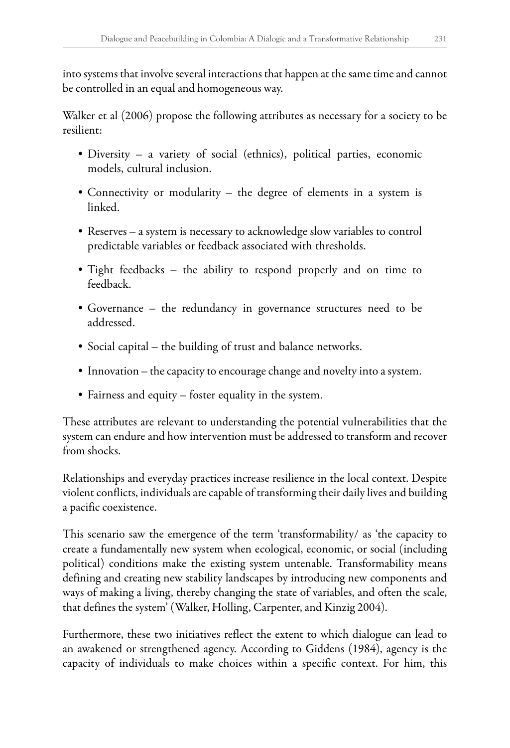into systems that involve several interactions that happen at the same time and cannot be controlled in an equal and homogeneous way.

Walker et al (2006) propose the following attributes as necessary for a society to be resilient:

- Diversity – a variety of social (ethnics), political parties, economic models, cultural inclusion.
- Connectivity or modularity – the degree of elements in a system is linked.
- Reserves – a system is necessary to acknowledge slow variables to control predictable variables or feedback associated with thresholds.
- Tight feedbacks – the ability to respond properly and on time to feedback.
- Governance – the redundancy in governance structures need to be addressed.
- Social capital – the building of trust and balance networks.
- Innovation – the capacity to encourage change and novelty into a system.
- Fairness and equity – foster equality in the system.

These attributes are relevant to understanding the potential vulnerabilities that the system can endure and how intervention must be addressed to transform and recover from shocks.

Relationships and everyday practices increase resilience in the local context. Despite violent conflicts, individuals are capable of transforming their daily lives and building a pacific coexistence.

This scenario saw the emergence of the term 'transformability/ as 'the capacity to create a fundamentally new system when ecological, economic, or social (including political) conditions make the existing system untenable. Transformability means defining and creating new stability landscapes by introducing new components and ways of making a living, thereby changing the state of variables, and often the scale, that defines the system' (Walker, Holling, Carpenter, and Kinzig 2004).

Furthermore, these two initiatives reflect the extent to which dialogue can lead to an awakened or strengthened agency. According to Giddens (1984), agency is the capacity of individuals to make choices within a specific context. For him, this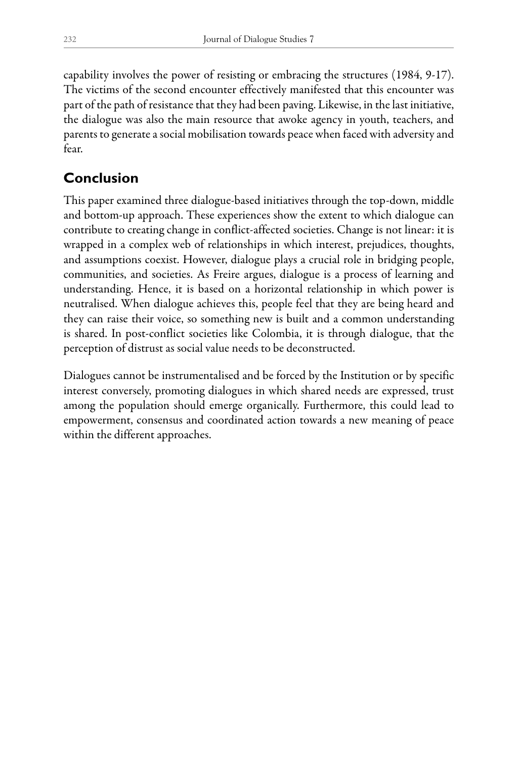capability involves the power of resisting or embracing the structures (1984, 9-17). The victims of the second encounter effectively manifested that this encounter was part of the path of resistance that they had been paving. Likewise, in the last initiative, the dialogue was also the main resource that awoke agency in youth, teachers, and parents to generate a social mobilisation towards peace when faced with adversity and fear.

## Conclusion

This paper examined three dialogue-based initiatives through the top-down, middle and bottom-up approach. These experiences show the extent to which dialogue can contribute to creating change in conflict-affected societies. Change is not linear: it is wrapped in a complex web of relationships in which interest, prejudices, thoughts, and assumptions coexist. However, dialogue plays a crucial role in bridging people, communities, and societies. As Freire argues, dialogue is a process of learning and understanding. Hence, it is based on a horizontal relationship in which power is neutralised. When dialogue achieves this, people feel that they are being heard and they can raise their voice, so something new is built and a common understanding is shared. In post-conflict societies like Colombia, it is through dialogue, that the perception of distrust as social value needs to be deconstructed.

Dialogues cannot be instrumentalised and be forced by the Institution or by specific interest conversely, promoting dialogues in which shared needs are expressed, trust among the population should emerge organically. Furthermore, this could lead to empowerment, consensus and coordinated action towards a new meaning of peace within the different approaches.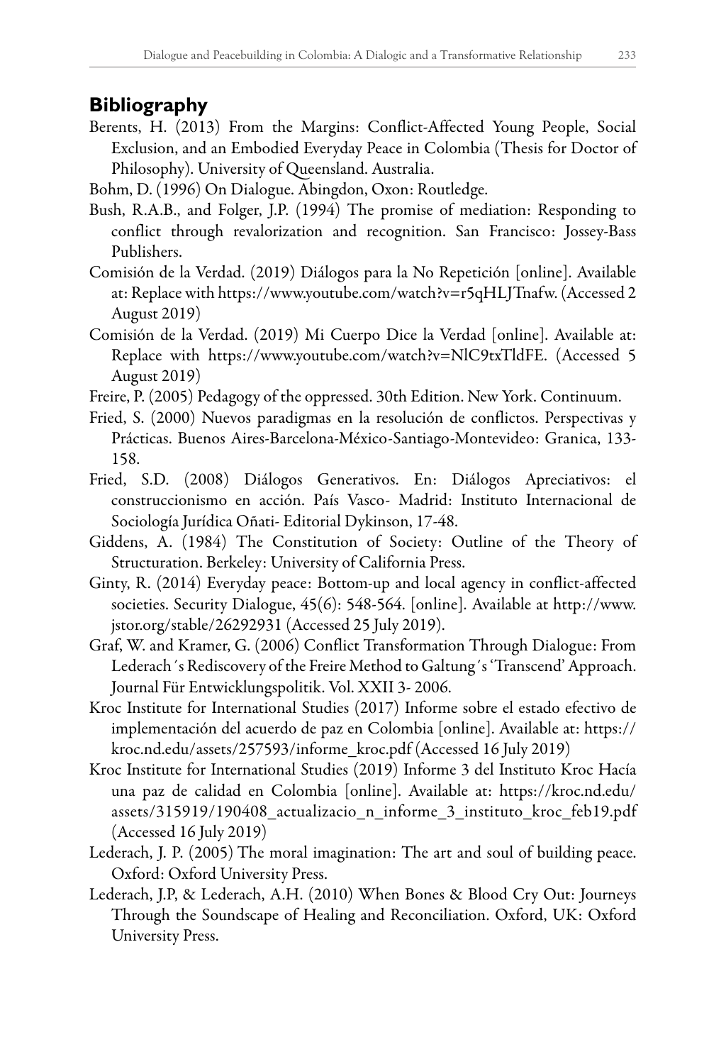## Bibliography

Berents, H. (2013) From the Margins: Conflict-Affected Young People, Social Exclusion, and an Embodied Everyday Peace in Colombia (Thesis for Doctor of Philosophy). University of Queensland. Australia.

Bohm, D. (1996) On Dialogue. Abingdon, Oxon: Routledge.

Bush, R.A.B., and Folger, J.P. (1994) The promise of mediation: Responding to conflict through revalorization and recognition. San Francisco: Jossey-Bass Publishers.

Comisión de la Verdad. (2019) Diálogos para la No Repetición [online]. Available at: Replace with https://www.youtube.com/watch?v=r5qHLJTnafw. (Accessed 2 August 2019)

Comisión de la Verdad. (2019) Mi Cuerpo Dice la Verdad [online]. Available at: Replace with https://www.youtube.com/watch?v=NlC9txTldFE. (Accessed 5 August 2019)

Freire, P. (2005) Pedagogy of the oppressed. 30th Edition. New York. Continuum.

Fried, S. (2000) Nuevos paradigmas en la resolución de conflictos. Perspectivas y Prácticas. Buenos Aires-Barcelona-México-Santiago-Montevideo: Granica, 133-158.

Fried, S.D. (2008) Diálogos Generativos. En: Diálogos Apreciativos: el construccionismo en acción. País Vasco- Madrid: Instituto Internacional de Sociología Jurídica Oñati- Editorial Dykinson, 17-48.

Giddens, A. (1984) The Constitution of Society: Outline of the Theory of Structuration. Berkeley: University of California Press.

Ginty, R. (2014) Everyday peace: Bottom-up and local agency in conflict-affected societies. Security Dialogue, 45(6): 548-564. [online]. Available at http://www.jstor.org/stable/26292931 (Accessed 25 July 2019).

Graf, W. and Kramer, G. (2006) Conflict Transformation Through Dialogue: From Lederach´s Rediscovery of the Freire Method to Galtung´s 'Transcend' Approach. Journal Für Entwicklungspolitik. Vol. XXII 3- 2006.

Kroc Institute for International Studies (2017) Informe sobre el estado efectivo de implementación del acuerdo de paz en Colombia [online]. Available at: https://kroc.nd.edu/assets/257593/informe_kroc.pdf (Accessed 16 July 2019)

Kroc Institute for International Studies (2019) Informe 3 del Instituto Kroc Hacía una paz de calidad en Colombia [online]. Available at: https://kroc.nd.edu/assets/315919/190408_actualizacio_n_informe_3_instituto_kroc_feb19.pdf (Accessed 16 July 2019)

Lederach, J. P. (2005) The moral imagination: The art and soul of building peace. Oxford: Oxford University Press.

Lederach, J.P, & Lederach, A.H. (2010) When Bones & Blood Cry Out: Journeys Through the Soundscape of Healing and Reconciliation. Oxford, UK: Oxford University Press.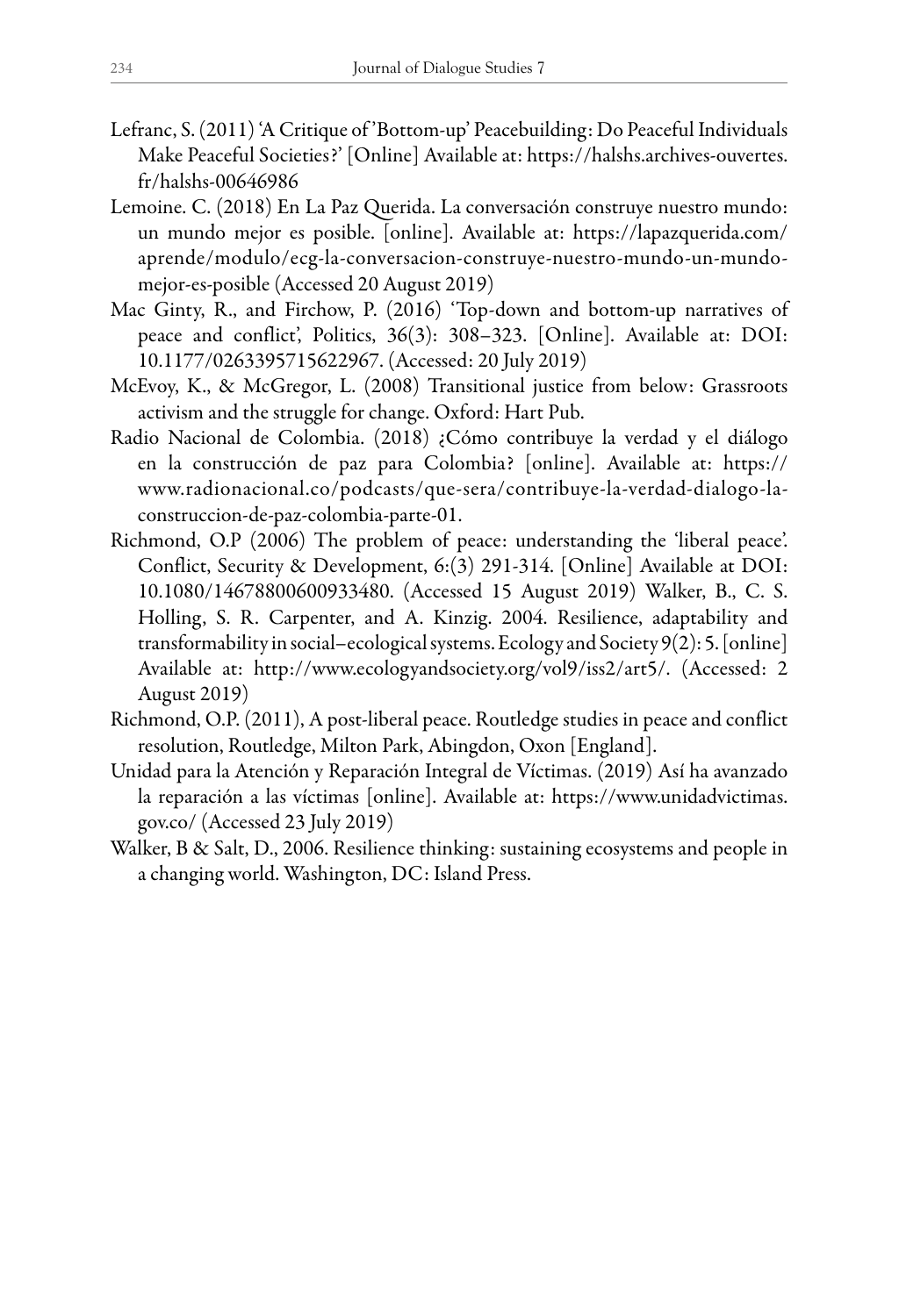Lefranc, S. (2011) 'A Critique of 'Bottom-up' Peacebuilding: Do Peaceful Individuals Make Peaceful Societies?' [Online] Available at: https://halshs.archives-ouvertes.fr/halshs-00646986

Lemoine. C. (2018) En La Paz Querida. La conversación construye nuestro mundo: un mundo mejor es posible. [online]. Available at: https://lapazquerida.com/aprende/modulo/ecg-la-conversacion-construye-nuestro-mundo-un-mundo-mejor-es-posible (Accessed 20 August 2019)

Mac Ginty, R., and Firchow, P. (2016) 'Top-down and bottom-up narratives of peace and conflict', Politics, 36(3): 308–323. [Online]. Available at: DOI: 10.1177/0263395715622967. (Accessed: 20 July 2019)

McEvoy, K., & McGregor, L. (2008) Transitional justice from below: Grassroots activism and the struggle for change. Oxford: Hart Pub.

Radio Nacional de Colombia. (2018) ¿Cómo contribuye la verdad y el diálogo en la construcción de paz para Colombia? [online]. Available at: https://www.radionacional.co/podcasts/que-sera/contribuye-la-verdad-dialogo-la-construccion-de-paz-colombia-parte-01.

Richmond, O.P (2006) The problem of peace: understanding the 'liberal peace'. Conflict, Security & Development, 6:(3) 291-314. [Online] Available at DOI: 10.1080/14678800600933480. (Accessed 15 August 2019) Walker, B., C. S. Holling, S. R. Carpenter, and A. Kinzig. 2004. Resilience, adaptability and transformability in social–ecological systems. Ecology and Society 9(2): 5. [online] Available at: http://www.ecologyandsociety.org/vol9/iss2/art5/. (Accessed: 2 August 2019)

Richmond, O.P. (2011), A post-liberal peace. Routledge studies in peace and conflict resolution, Routledge, Milton Park, Abingdon, Oxon [England].

Unidad para la Atención y Reparación Integral de Víctimas. (2019) Así ha avanzado la reparación a las víctimas [online]. Available at: https://www.unidadvictimas.gov.co/ (Accessed 23 July 2019)

Walker, B & Salt, D., 2006. Resilience thinking: sustaining ecosystems and people in a changing world. Washington, DC: Island Press.